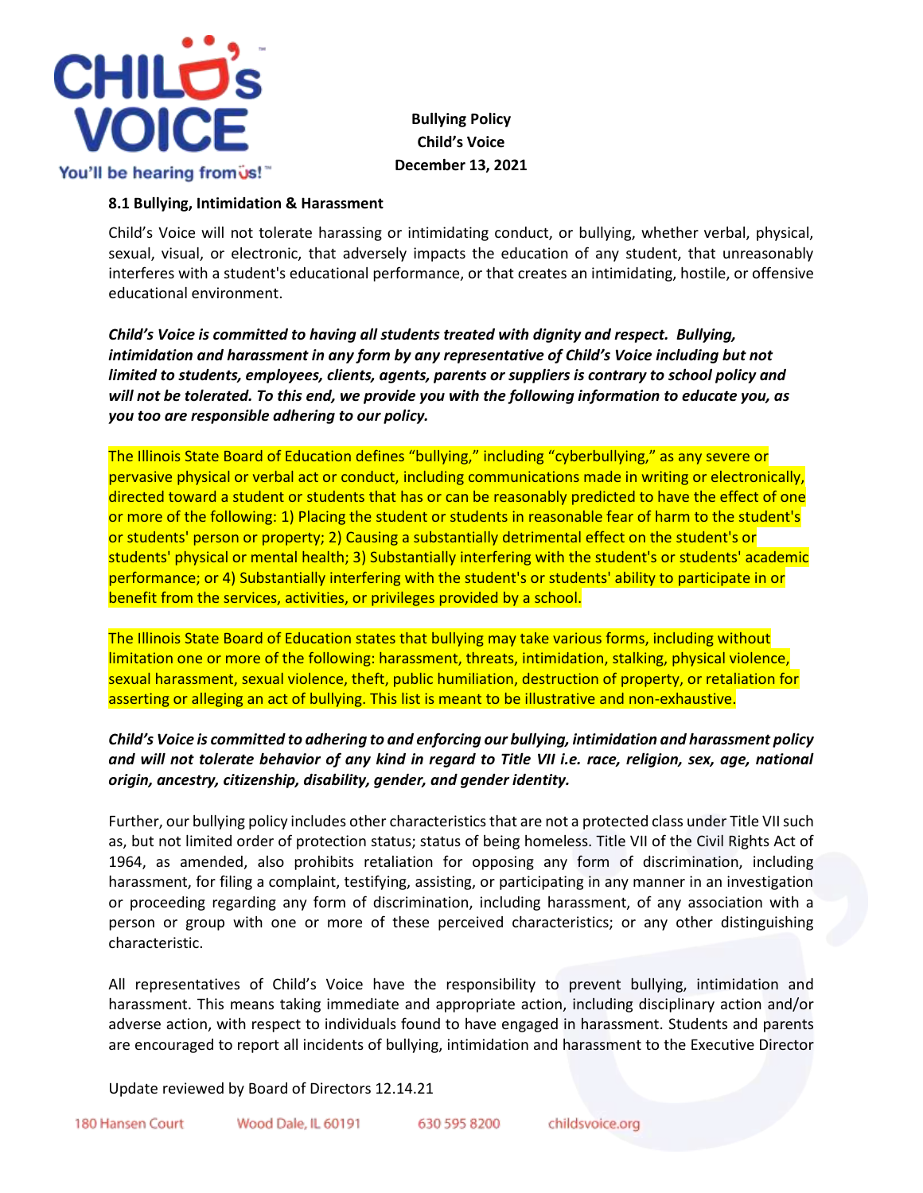**Bullying Policy**
**Child's Voice**
**December 13, 2021**

### 8.1 Bullying, Intimidation & Harassment

Child's Voice will not tolerate harassing or intimidating conduct, or bullying, whether verbal, physical, sexual, visual, or electronic, that adversely impacts the education of any student, that unreasonably interferes with a student's educational performance, or that creates an intimidating, hostile, or offensive educational environment.

***Child's Voice is committed to having all students treated with dignity and respect. Bullying, intimidation and harassment in any form by any representative of Child's Voice including but not limited to students, employees, clients, agents, parents or suppliers is contrary to school policy and will not be tolerated. To this end, we provide you with the following information to educate you, as you too are responsible adhering to our policy.***

The Illinois State Board of Education defines "bullying," including "cyberbullying," as any severe or pervasive physical or verbal act or conduct, including communications made in writing or electronically, directed toward a student or students that has or can be reasonably predicted to have the effect of one or more of the following: 1) Placing the student or students in reasonable fear of harm to the student's or students' person or property; 2) Causing a substantially detrimental effect on the student's or students' physical or mental health; 3) Substantially interfering with the student's or students' academic performance; or 4) Substantially interfering with the student's or students' ability to participate in or benefit from the services, activities, or privileges provided by a school.

The Illinois State Board of Education states that bullying may take various forms, including without limitation one or more of the following: harassment, threats, intimidation, stalking, physical violence, sexual harassment, sexual violence, theft, public humiliation, destruction of property, or retaliation for asserting or alleging an act of bullying. This list is meant to be illustrative and non-exhaustive.

***Child's Voice is committed to adhering to and enforcing our bullying, intimidation and harassment policy and will not tolerate behavior of any kind in regard to Title VII i.e. race, religion, sex, age, national origin, ancestry, citizenship, disability, gender, and gender identity.***

Further, our bullying policy includes other characteristics that are not a protected class under Title VII such as, but not limited order of protection status; status of being homeless. Title VII of the Civil Rights Act of 1964, as amended, also prohibits retaliation for opposing any form of discrimination, including harassment, for filing a complaint, testifying, assisting, or participating in any manner in an investigation or proceeding regarding any form of discrimination, including harassment, of any association with a person or group with one or more of these perceived characteristics; or any other distinguishing characteristic.

All representatives of Child's Voice have the responsibility to prevent bullying, intimidation and harassment. This means taking immediate and appropriate action, including disciplinary action and/or adverse action, with respect to individuals found to have engaged in harassment. Students and parents are encouraged to report all incidents of bullying, intimidation and harassment to the Executive Director

Update reviewed by Board of Directors 12.14.21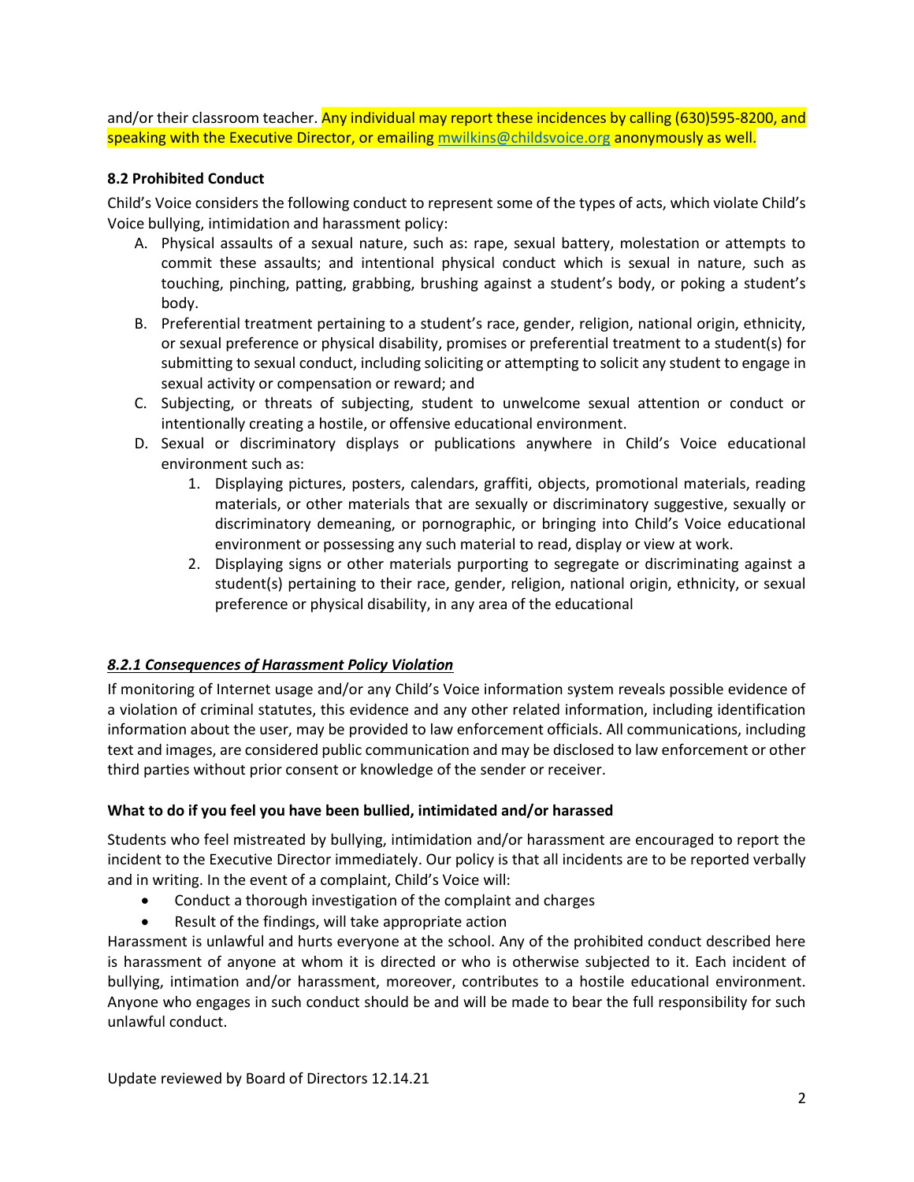and/or their classroom teacher. Any individual may report these incidences by calling (630)595-8200, and speaking with the Executive Director, or emailing mwilkins@childsvoice.org anonymously as well.

### 8.2 Prohibited Conduct

Child's Voice considers the following conduct to represent some of the types of acts, which violate Child's Voice bullying, intimidation and harassment policy:

A. Physical assaults of a sexual nature, such as: rape, sexual battery, molestation or attempts to commit these assaults; and intentional physical conduct which is sexual in nature, such as touching, pinching, patting, grabbing, brushing against a student's body, or poking a student's body.
B. Preferential treatment pertaining to a student's race, gender, religion, national origin, ethnicity, or sexual preference or physical disability, promises or preferential treatment to a student(s) for submitting to sexual conduct, including soliciting or attempting to solicit any student to engage in sexual activity or compensation or reward; and
C. Subjecting, or threats of subjecting, student to unwelcome sexual attention or conduct or intentionally creating a hostile, or offensive educational environment.
D. Sexual or discriminatory displays or publications anywhere in Child's Voice educational environment such as:
    1. Displaying pictures, posters, calendars, graffiti, objects, promotional materials, reading materials, or other materials that are sexually or discriminatory suggestive, sexually or discriminatory demeaning, or pornographic, or bringing into Child's Voice educational environment or possessing any such material to read, display or view at work.
    2. Displaying signs or other materials purporting to segregate or discriminating against a student(s) pertaining to their race, gender, religion, national origin, ethnicity, or sexual preference or physical disability, in any area of the educational

#### ***8.2.1 Consequences of Harassment Policy Violation***

If monitoring of Internet usage and/or any Child's Voice information system reveals possible evidence of a violation of criminal statutes, this evidence and any other related information, including identification information about the user, may be provided to law enforcement officials. All communications, including text and images, are considered public communication and may be disclosed to law enforcement or other third parties without prior consent or knowledge of the sender or receiver.

### What to do if you feel you have been bullied, intimidated and/or harassed

Students who feel mistreated by bullying, intimidation and/or harassment are encouraged to report the incident to the Executive Director immediately. Our policy is that all incidents are to be reported verbally and in writing. In the event of a complaint, Child's Voice will:

- Conduct a thorough investigation of the complaint and charges
- Result of the findings, will take appropriate action

Harassment is unlawful and hurts everyone at the school. Any of the prohibited conduct described here is harassment of anyone at whom it is directed or who is otherwise subjected to it. Each incident of bullying, intimation and/or harassment, moreover, contributes to a hostile educational environment. Anyone who engages in such conduct should be and will be made to bear the full responsibility for such unlawful conduct.

Update reviewed by Board of Directors 12.14.21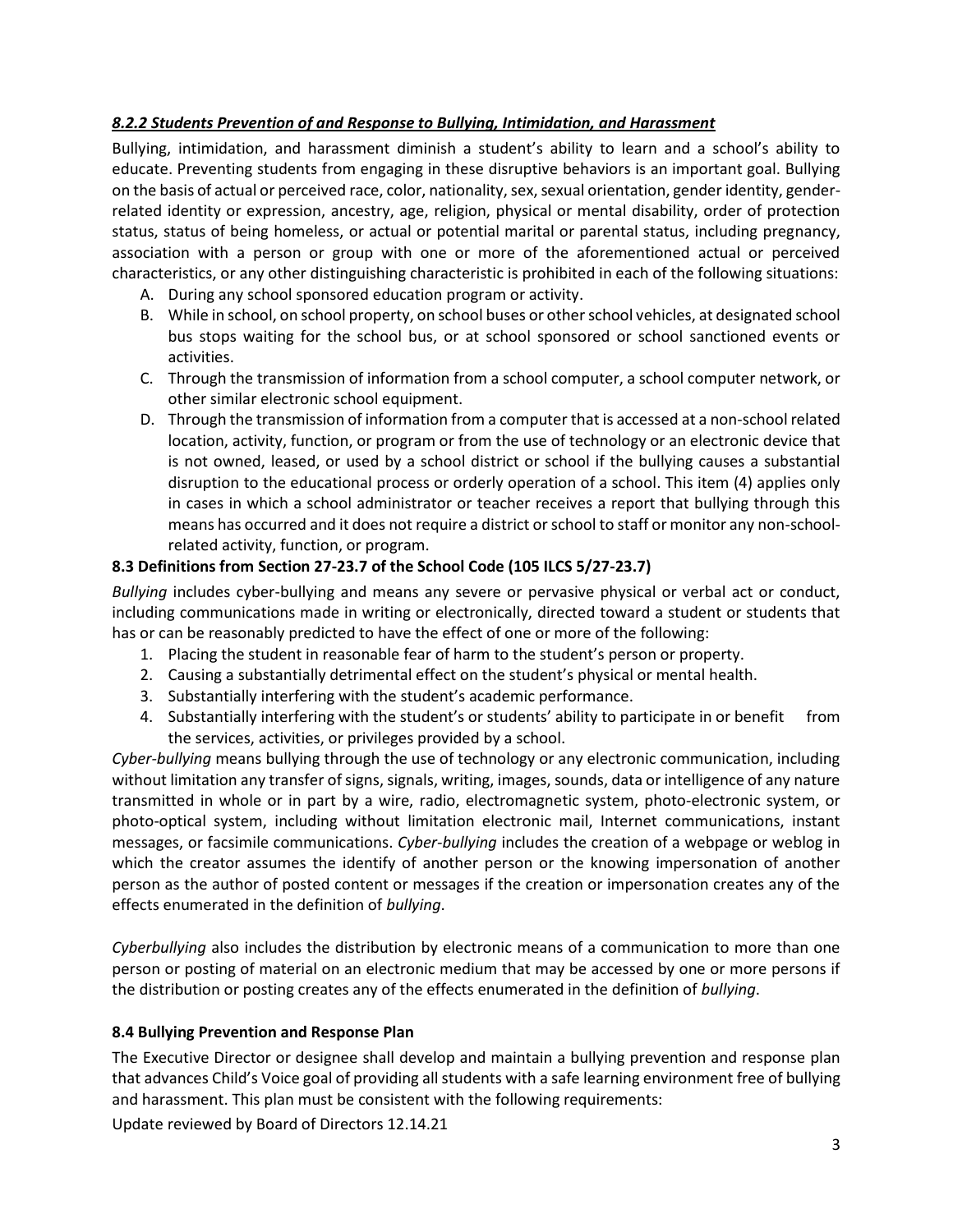### *8.2.2 Students Prevention of and Response to Bullying, Intimidation, and Harassment*

Bullying, intimidation, and harassment diminish a student's ability to learn and a school's ability to educate. Preventing students from engaging in these disruptive behaviors is an important goal. Bullying on the basis of actual or perceived race, color, nationality, sex, sexual orientation, gender identity, gender-related identity or expression, ancestry, age, religion, physical or mental disability, order of protection status, status of being homeless, or actual or potential marital or parental status, including pregnancy, association with a person or group with one or more of the aforementioned actual or perceived characteristics, or any other distinguishing characteristic is prohibited in each of the following situations:

A. During any school sponsored education program or activity.
B. While in school, on school property, on school buses or other school vehicles, at designated school bus stops waiting for the school bus, or at school sponsored or school sanctioned events or activities.
C. Through the transmission of information from a school computer, a school computer network, or other similar electronic school equipment.
D. Through the transmission of information from a computer that is accessed at a non-school related location, activity, function, or program or from the use of technology or an electronic device that is not owned, leased, or used by a school district or school if the bullying causes a substantial disruption to the educational process or orderly operation of a school. This item (4) applies only in cases in which a school administrator or teacher receives a report that bullying through this means has occurred and it does not require a district or school to staff or monitor any non-school-related activity, function, or program.

### 8.3 Definitions from Section 27-23.7 of the School Code (105 ILCS 5/27-23.7)

*Bullying* includes cyber-bullying and means any severe or pervasive physical or verbal act or conduct, including communications made in writing or electronically, directed toward a student or students that has or can be reasonably predicted to have the effect of one or more of the following:

1. Placing the student in reasonable fear of harm to the student's person or property.
2. Causing a substantially detrimental effect on the student's physical or mental health.
3. Substantially interfering with the student's academic performance.
4. Substantially interfering with the student's or students' ability to participate in or benefit from the services, activities, or privileges provided by a school.

*Cyber-bullying* means bullying through the use of technology or any electronic communication, including without limitation any transfer of signs, signals, writing, images, sounds, data or intelligence of any nature transmitted in whole or in part by a wire, radio, electromagnetic system, photo-electronic system, or photo-optical system, including without limitation electronic mail, Internet communications, instant messages, or facsimile communications. *Cyber-bullying* includes the creation of a webpage or weblog in which the creator assumes the identify of another person or the knowing impersonation of another person as the author of posted content or messages if the creation or impersonation creates any of the effects enumerated in the definition of *bullying*.

*Cyberbullying* also includes the distribution by electronic means of a communication to more than one person or posting of material on an electronic medium that may be accessed by one or more persons if the distribution or posting creates any of the effects enumerated in the definition of *bullying*.

### 8.4 Bullying Prevention and Response Plan

The Executive Director or designee shall develop and maintain a bullying prevention and response plan that advances Child's Voice goal of providing all students with a safe learning environment free of bullying and harassment. This plan must be consistent with the following requirements: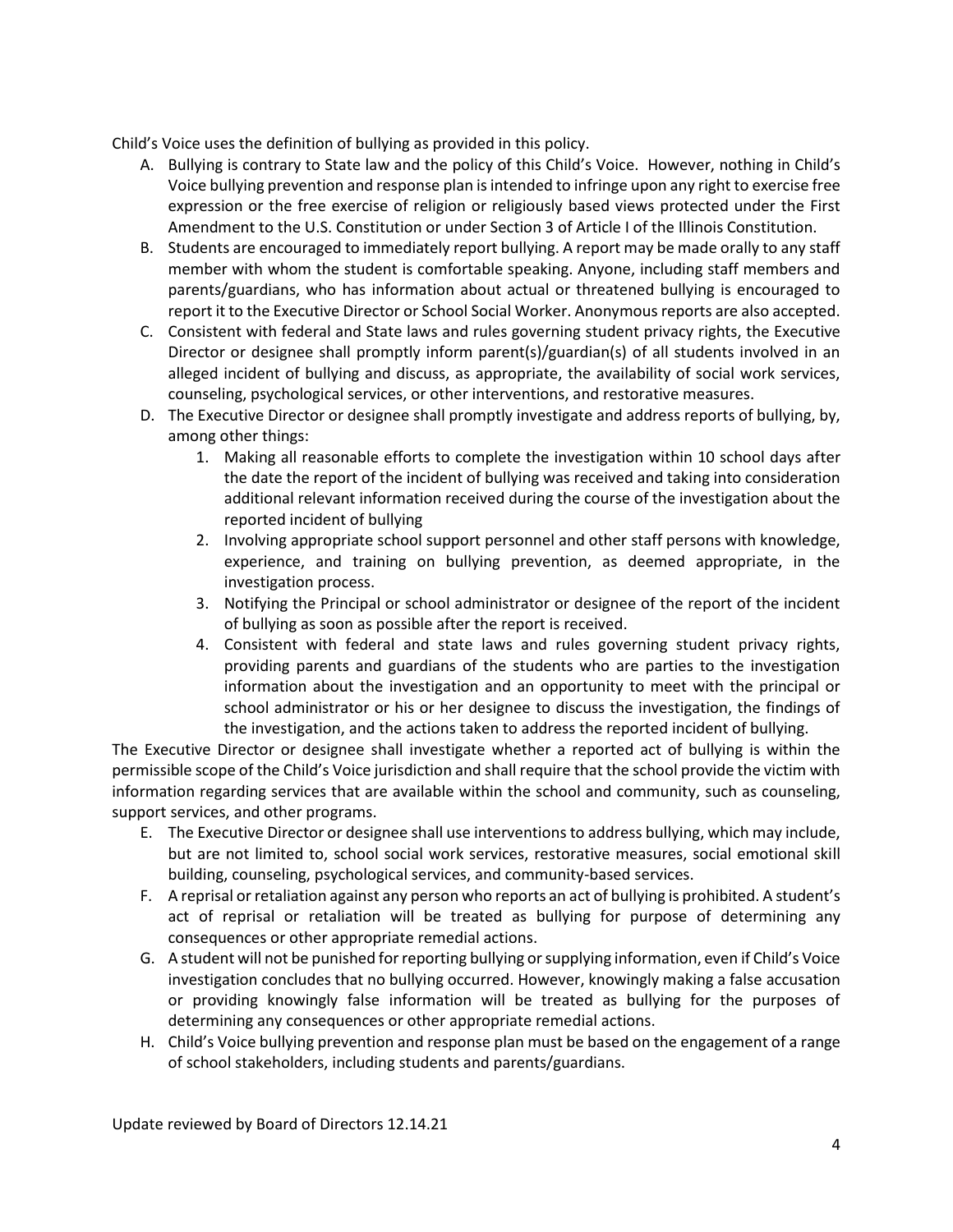Child's Voice uses the definition of bullying as provided in this policy.

A. Bullying is contrary to State law and the policy of this Child's Voice. However, nothing in Child's Voice bullying prevention and response plan is intended to infringe upon any right to exercise free expression or the free exercise of religion or religiously based views protected under the First Amendment to the U.S. Constitution or under Section 3 of Article I of the Illinois Constitution.
B. Students are encouraged to immediately report bullying. A report may be made orally to any staff member with whom the student is comfortable speaking. Anyone, including staff members and parents/guardians, who has information about actual or threatened bullying is encouraged to report it to the Executive Director or School Social Worker. Anonymous reports are also accepted.
C. Consistent with federal and State laws and rules governing student privacy rights, the Executive Director or designee shall promptly inform parent(s)/guardian(s) of all students involved in an alleged incident of bullying and discuss, as appropriate, the availability of social work services, counseling, psychological services, or other interventions, and restorative measures.
D. The Executive Director or designee shall promptly investigate and address reports of bullying, by, among other things:
   1. Making all reasonable efforts to complete the investigation within 10 school days after the date the report of the incident of bullying was received and taking into consideration additional relevant information received during the course of the investigation about the reported incident of bullying
   2. Involving appropriate school support personnel and other staff persons with knowledge, experience, and training on bullying prevention, as deemed appropriate, in the investigation process.
   3. Notifying the Principal or school administrator or designee of the report of the incident of bullying as soon as possible after the report is received.
   4. Consistent with federal and state laws and rules governing student privacy rights, providing parents and guardians of the students who are parties to the investigation information about the investigation and an opportunity to meet with the principal or school administrator or his or her designee to discuss the investigation, the findings of the investigation, and the actions taken to address the reported incident of bullying.

The Executive Director or designee shall investigate whether a reported act of bullying is within the permissible scope of the Child's Voice jurisdiction and shall require that the school provide the victim with information regarding services that are available within the school and community, such as counseling, support services, and other programs.

E. The Executive Director or designee shall use interventions to address bullying, which may include, but are not limited to, school social work services, restorative measures, social emotional skill building, counseling, psychological services, and community-based services.
F. A reprisal or retaliation against any person who reports an act of bullying is prohibited. A student's act of reprisal or retaliation will be treated as bullying for purpose of determining any consequences or other appropriate remedial actions.
G. A student will not be punished for reporting bullying or supplying information, even if Child's Voice investigation concludes that no bullying occurred. However, knowingly making a false accusation or providing knowingly false information will be treated as bullying for the purposes of determining any consequences or other appropriate remedial actions.
H. Child's Voice bullying prevention and response plan must be based on the engagement of a range of school stakeholders, including students and parents/guardians.

Update reviewed by Board of Directors 12.14.21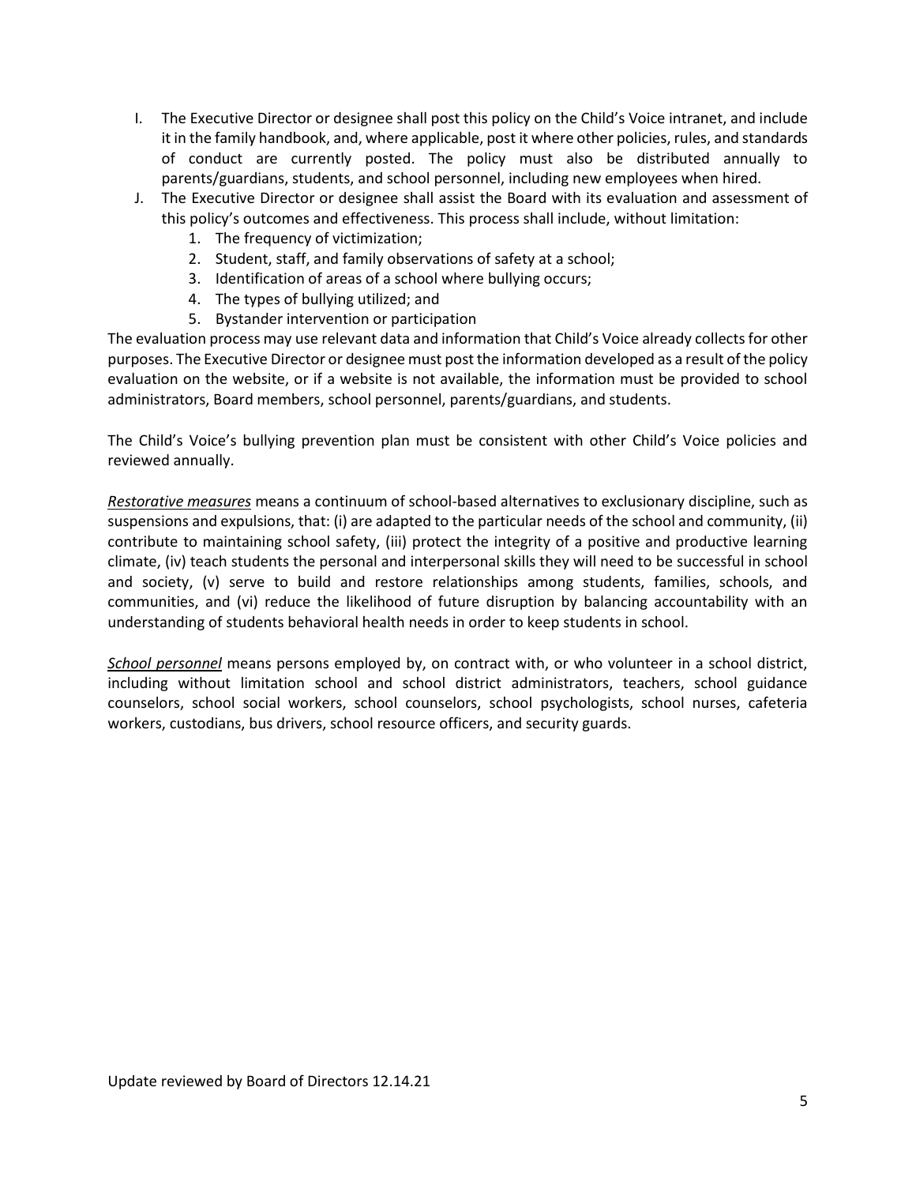I. The Executive Director or designee shall post this policy on the Child's Voice intranet, and include it in the family handbook, and, where applicable, post it where other policies, rules, and standards of conduct are currently posted. The policy must also be distributed annually to parents/guardians, students, and school personnel, including new employees when hired.

J. The Executive Director or designee shall assist the Board with its evaluation and assessment of this policy's outcomes and effectiveness. This process shall include, without limitation:
   1. The frequency of victimization;
   2. Student, staff, and family observations of safety at a school;
   3. Identification of areas of a school where bullying occurs;
   4. The types of bullying utilized; and
   5. Bystander intervention or participation

The evaluation process may use relevant data and information that Child's Voice already collects for other purposes. The Executive Director or designee must post the information developed as a result of the policy evaluation on the website, or if a website is not available, the information must be provided to school administrators, Board members, school personnel, parents/guardians, and students.

The Child's Voice's bullying prevention plan must be consistent with other Child's Voice policies and reviewed annually.

*Restorative measures* means a continuum of school-based alternatives to exclusionary discipline, such as suspensions and expulsions, that: (i) are adapted to the particular needs of the school and community, (ii) contribute to maintaining school safety, (iii) protect the integrity of a positive and productive learning climate, (iv) teach students the personal and interpersonal skills they will need to be successful in school and society, (v) serve to build and restore relationships among students, families, schools, and communities, and (vi) reduce the likelihood of future disruption by balancing accountability with an understanding of students behavioral health needs in order to keep students in school.

*School personnel* means persons employed by, on contract with, or who volunteer in a school district, including without limitation school and school district administrators, teachers, school guidance counselors, school social workers, school counselors, school psychologists, school nurses, cafeteria workers, custodians, bus drivers, school resource officers, and security guards.

Update reviewed by Board of Directors 12.14.21